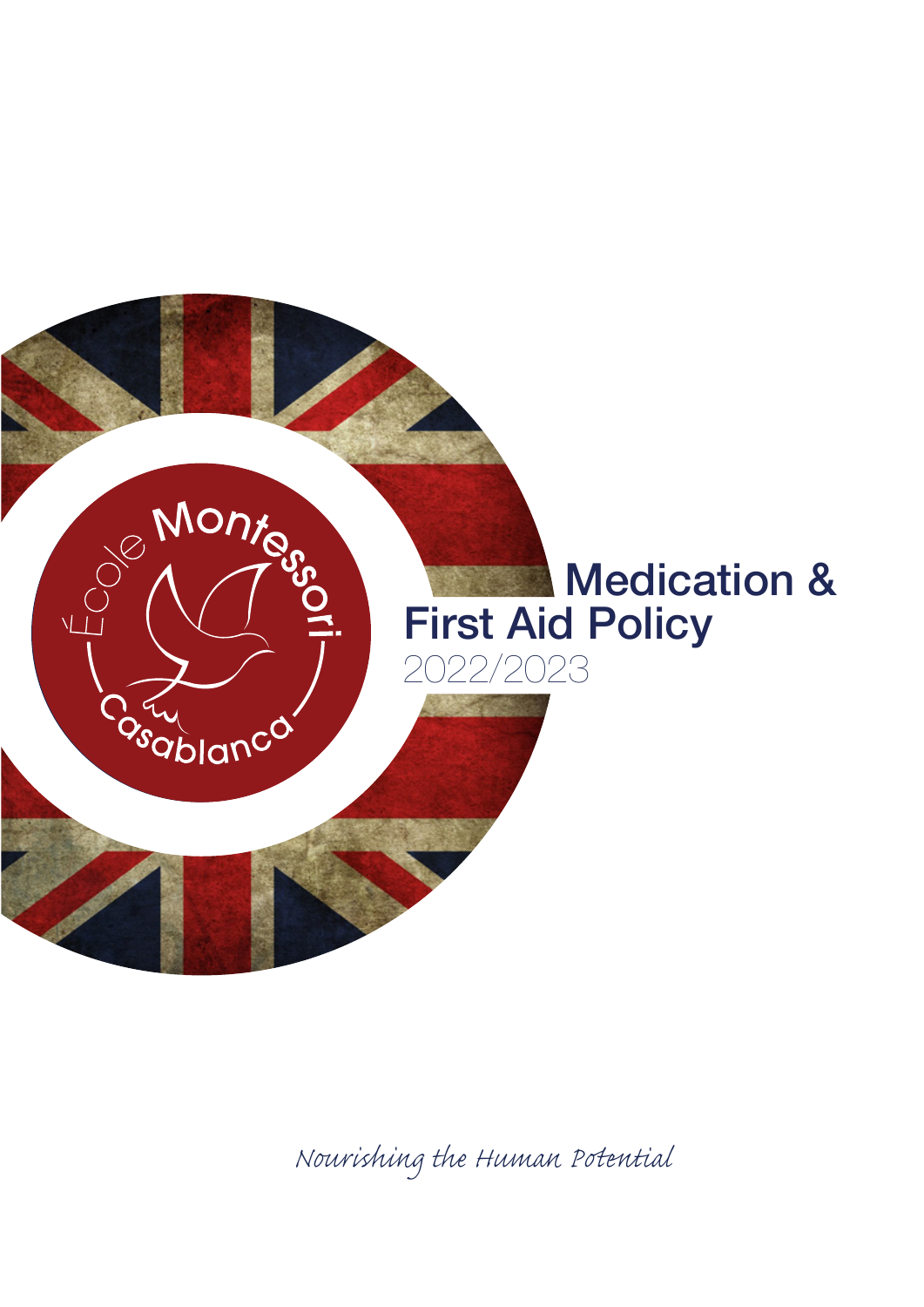École Montessori Casablanca

# Medication & First Aid Policy

2022/2023

*Nourishing the Human Potential*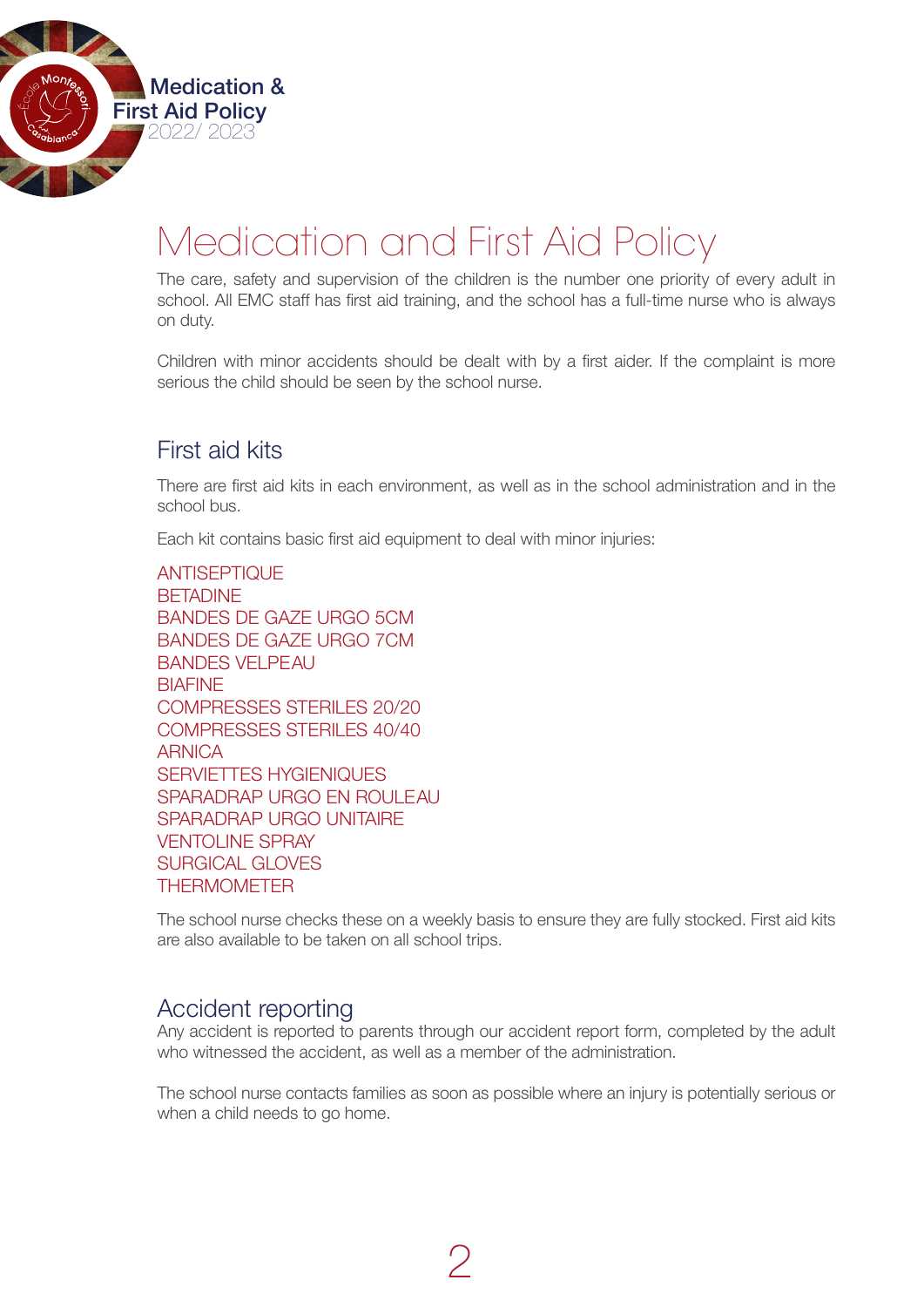# Medication and First Aid Policy

The care, safety and supervision of the children is the number one priority of every adult in school. All EMC staff has first aid training, and the school has a full-time nurse who is always on duty.

Children with minor accidents should be dealt with by a first aider. If the complaint is more serious the child should be seen by the school nurse.

## First aid kits

There are first aid kits in each environment, as well as in the school administration and in the school bus.

Each kit contains basic first aid equipment to deal with minor injuries:

ANTISEPTIQUE
BETADINE
BANDES DE GAZE URGO 5CM
BANDES DE GAZE URGO 7CM
BANDES VELPEAU
BIAFINE
COMPRESSES STERILES 20/20
COMPRESSES STERILES 40/40
ARNICA
SERVIETTES HYGIENIQUES
SPARADRAP URGO EN ROULEAU
SPARADRAP URGO UNITAIRE
VENTOLINE SPRAY
SURGICAL GLOVES
THERMOMETER

The school nurse checks these on a weekly basis to ensure they are fully stocked. First aid kits are also available to be taken on all school trips.

## Accident reporting

Any accident is reported to parents through our accident report form, completed by the adult who witnessed the accident, as well as a member of the administration.

The school nurse contacts families as soon as possible where an injury is potentially serious or when a child needs to go home.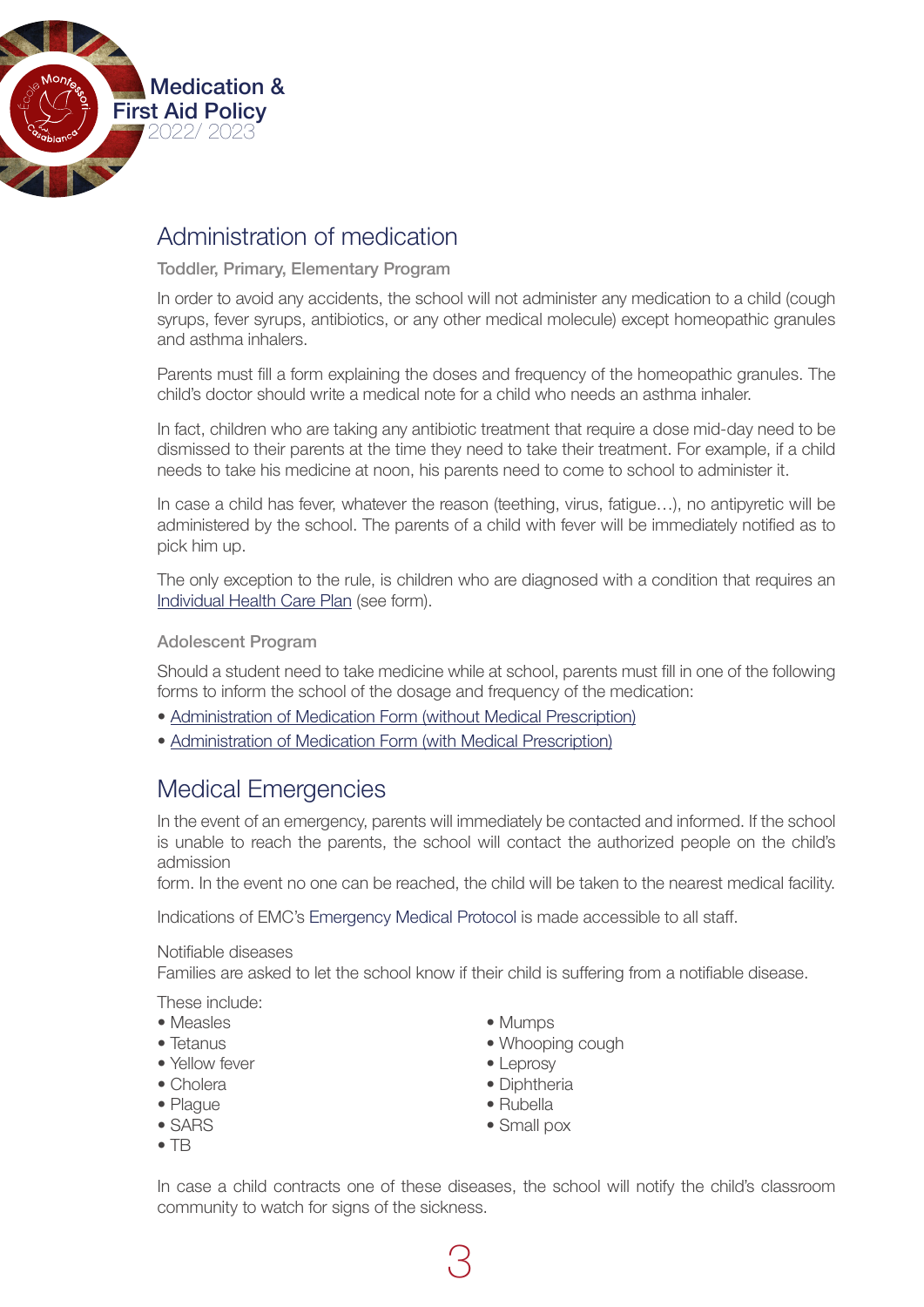## Administration of medication

### Toddler, Primary, Elementary Program

In order to avoid any accidents, the school will not administer any medication to a child (cough syrups, fever syrups, antibiotics, or any other medical molecule) except homeopathic granules and asthma inhalers.

Parents must fill a form explaining the doses and frequency of the homeopathic granules. The child's doctor should write a medical note for a child who needs an asthma inhaler.

In fact, children who are taking any antibiotic treatment that require a dose mid-day need to be dismissed to their parents at the time they need to take their treatment. For example, if a child needs to take his medicine at noon, his parents need to come to school to administer it.

In case a child has fever, whatever the reason (teething, virus, fatigue…), no antipyretic will be administered by the school. The parents of a child with fever will be immediately notified as to pick him up.

The only exception to the rule, is children who are diagnosed with a condition that requires an Individual Health Care Plan (see form).

### Adolescent Program

Should a student need to take medicine while at school, parents must fill in one of the following forms to inform the school of the dosage and frequency of the medication:

- Administration of Medication Form (without Medical Prescription)
- Administration of Medication Form (with Medical Prescription)

## Medical Emergencies

In the event of an emergency, parents will immediately be contacted and informed. If the school is unable to reach the parents, the school will contact the authorized people on the child's admission
form. In the event no one can be reached, the child will be taken to the nearest medical facility.

Indications of EMC's Emergency Medical Protocol is made accessible to all staff.

Notifiable diseases
Families are asked to let the school know if their child is suffering from a notifiable disease.

These include:

- Measles
- Tetanus
- Yellow fever
- Cholera
- Plague
- SARS
- TB
- Mumps
- Whooping cough
- Leprosy
- Diphtheria
- Rubella
- Small pox

In case a child contracts one of these diseases, the school will notify the child's classroom community to watch for signs of the sickness.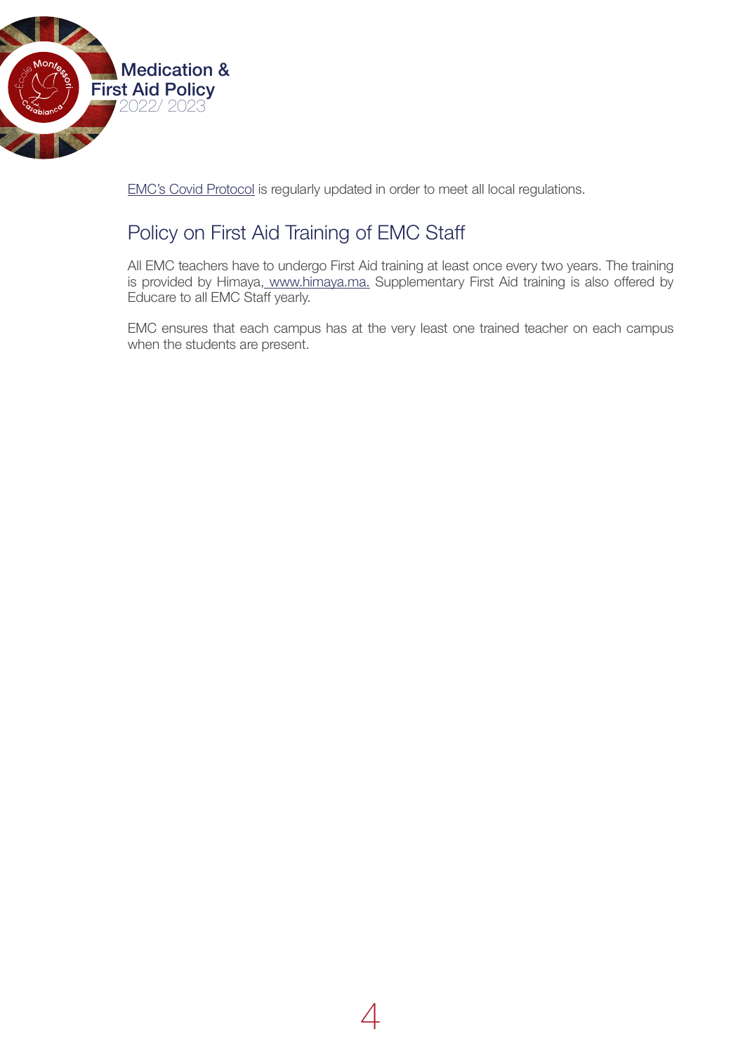EMC's Covid Protocol is regularly updated in order to meet all local regulations.

## Policy on First Aid Training of EMC Staff

All EMC teachers have to undergo First Aid training at least once every two years. The training is provided by Himaya, www.himaya.ma. Supplementary First Aid training is also offered by Educare to all EMC Staff yearly.

EMC ensures that each campus has at the very least one trained teacher on each campus when the students are present.